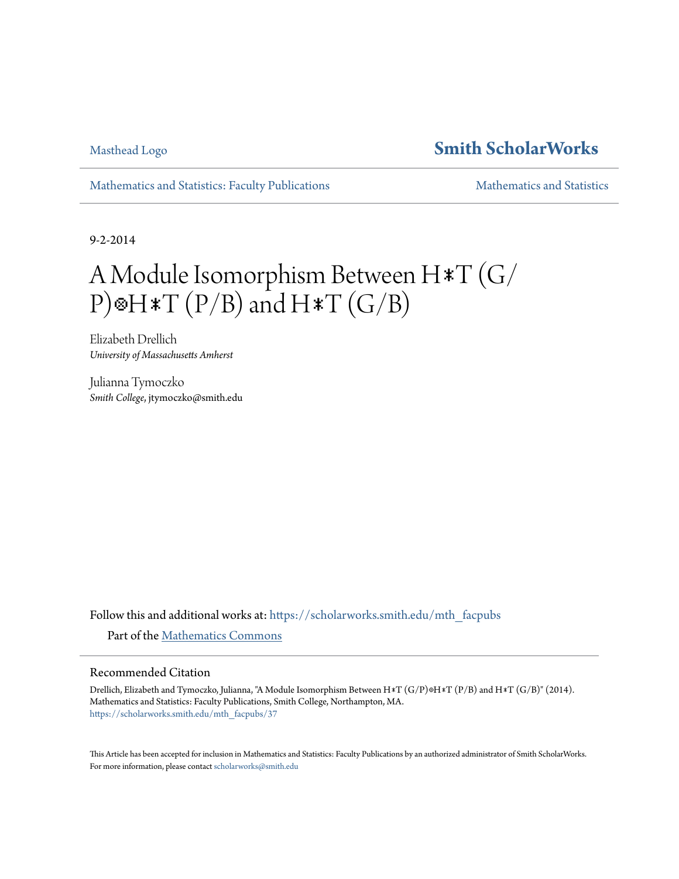Masthead Logo

**Smith ScholarWorks**

Mathematics and Statistics: Faculty Publications

Mathematics and Statistics

9-2-2014

# A Module Isomorphism Between H∗T (G/P)⊗H∗T (P/B) and H∗T (G/B)

Elizabeth Drellich
*University of Massachusetts Amherst*

Julianna Tymoczko
*Smith College*, jtymoczko@smith.edu

Follow this and additional works at: https://scholarworks.smith.edu/mth_facpubs

Part of the Mathematics Commons

## Recommended Citation

Drellich, Elizabeth and Tymoczko, Julianna, "A Module Isomorphism Between H∗T (G/P)⊗H∗T (P/B) and H∗T (G/B)" (2014). Mathematics and Statistics: Faculty Publications, Smith College, Northampton, MA.
https://scholarworks.smith.edu/mth_facpubs/37

This Article has been accepted for inclusion in Mathematics and Statistics: Faculty Publications by an authorized administrator of Smith ScholarWorks. For more information, please contact scholarworks@smith.edu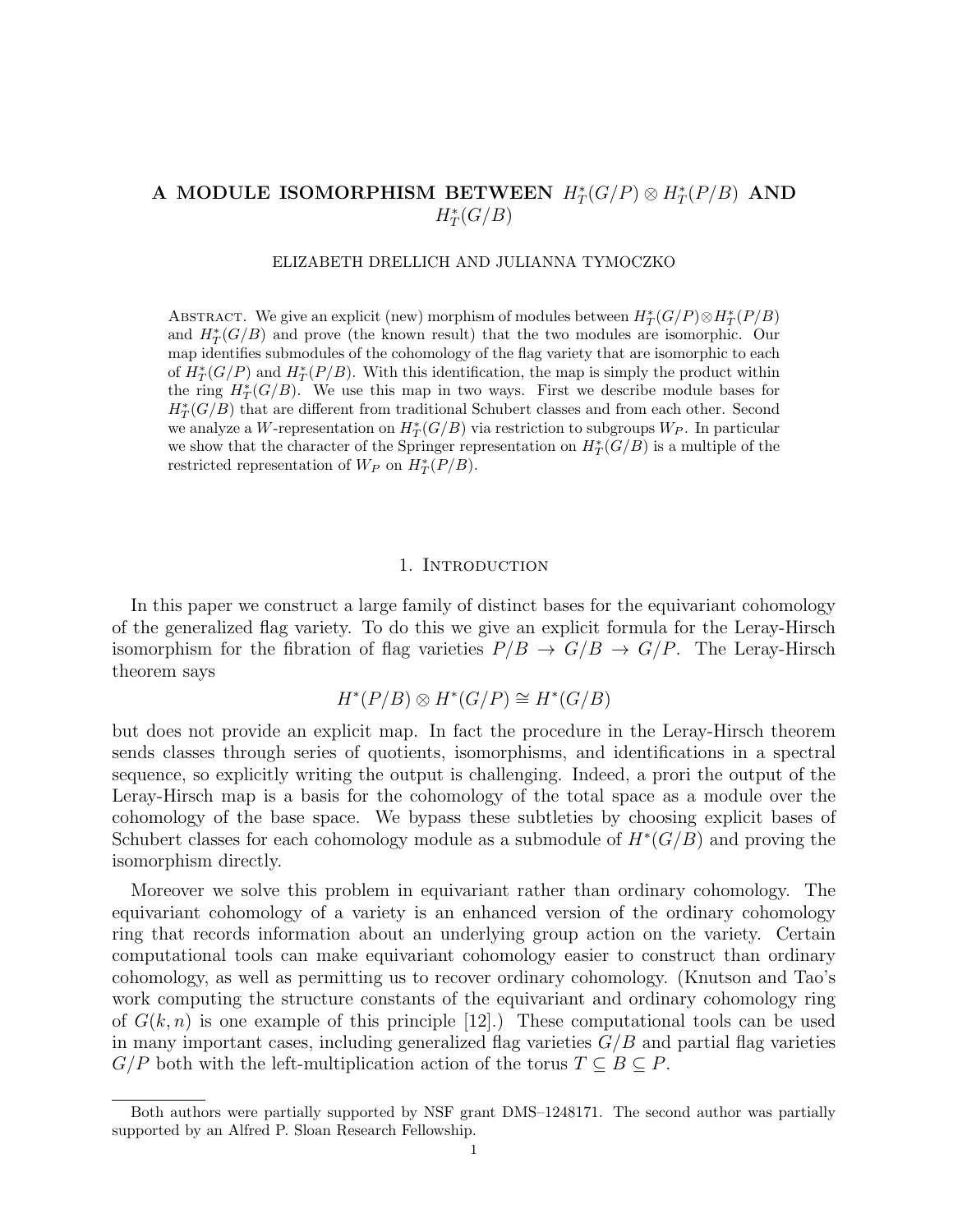# A MODULE ISOMORPHISM BETWEEN $H_T^*(G/P) \otimes H_T^*(P/B)$ AND $H_T^*(G/B)$

ELIZABETH DRELLICH AND JULIANNA TYMOCZKO

Abstract. We give an explicit (new) morphism of modules between $H_T^*(G/P) \otimes H_T^*(P/B)$ and $H_T^*(G/B)$ and prove (the known result) that the two modules are isomorphic. Our map identifies submodules of the cohomology of the flag variety that are isomorphic to each of $H_T^*(G/P)$ and $H_T^*(P/B)$. With this identification, the map is simply the product within the ring $H_T^*(G/B)$. We use this map in two ways. First we describe module bases for $H_T^*(G/B)$ that are different from traditional Schubert classes and from each other. Second we analyze a $W$-representation on $H_T^*(G/B)$ via restriction to subgroups $W_P$. In particular we show that the character of the Springer representation on $H_T^*(G/B)$ is a multiple of the restricted representation of $W_P$ on $H_T^*(P/B)$.

## 1. Introduction

In this paper we construct a large family of distinct bases for the equivariant cohomology of the generalized flag variety. To do this we give an explicit formula for the Leray-Hirsch isomorphism for the fibration of flag varieties $P/B \to G/B \to G/P$. The Leray-Hirsch theorem says

$$H^*(P/B) \otimes H^*(G/P) \cong H^*(G/B)$$

but does not provide an explicit map. In fact the procedure in the Leray-Hirsch theorem sends classes through series of quotients, isomorphisms, and identifications in a spectral sequence, so explicitly writing the output is challenging. Indeed, a prori the output of the Leray-Hirsch map is a basis for the cohomology of the total space as a module over the cohomology of the base space. We bypass these subtleties by choosing explicit bases of Schubert classes for each cohomology module as a submodule of $H^*(G/B)$ and proving the isomorphism directly.

Moreover we solve this problem in equivariant rather than ordinary cohomology. The equivariant cohomology of a variety is an enhanced version of the ordinary cohomology ring that records information about an underlying group action on the variety. Certain computational tools can make equivariant cohomology easier to construct than ordinary cohomology, as well as permitting us to recover ordinary cohomology. (Knutson and Tao's work computing the structure constants of the equivariant and ordinary cohomology ring of $G(k, n)$ is one example of this principle [12].) These computational tools can be used in many important cases, including generalized flag varieties $G/B$ and partial flag varieties $G/P$ both with the left-multiplication action of the torus $T \subseteq B \subseteq P$.

Both authors were partially supported by NSF grant DMS–1248171. The second author was partially supported by an Alfred P. Sloan Research Fellowship.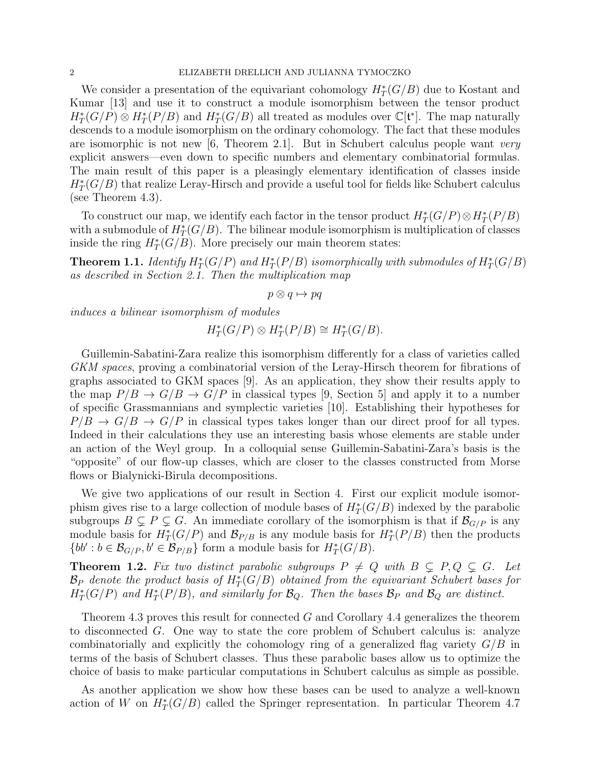We consider a presentation of the equivariant cohomology $H_T^*(G/B)$ due to Kostant and Kumar [13] and use it to construct a module isomorphism between the tensor product $H_T^*(G/P) \otimes H_T^*(P/B)$ and $H_T^*(G/B)$ all treated as modules over $\mathbb{C}[\mathfrak{t}^*]$. The map naturally descends to a module isomorphism on the ordinary cohomology. The fact that these modules are isomorphic is not new [6, Theorem 2.1]. But in Schubert calculus people want *very* explicit answers—even down to specific numbers and elementary combinatorial formulas. The main result of this paper is a pleasingly elementary identification of classes inside $H_T^*(G/B)$ that realize Leray-Hirsch and provide a useful tool for fields like Schubert calculus (see Theorem 4.3).

To construct our map, we identify each factor in the tensor product $H_T^*(G/P) \otimes H_T^*(P/B)$ with a submodule of $H_T^*(G/B)$. The bilinear module isomorphism is multiplication of classes inside the ring $H_T^*(G/B)$. More precisely our main theorem states:

**Theorem 1.1.** *Identify $H_T^*(G/P)$ and $H_T^*(P/B)$ isomorphically with submodules of $H_T^*(G/B)$ as described in Section 2.1. Then the multiplication map*

$$p \otimes q \mapsto pq$$

*induces a bilinear isomorphism of modules*

$$H_T^*(G/P) \otimes H_T^*(P/B) \cong H_T^*(G/B).$$

Guillemin-Sabatini-Zara realize this isomorphism differently for a class of varieties called *GKM spaces*, proving a combinatorial version of the Leray-Hirsch theorem for fibrations of graphs associated to GKM spaces [9]. As an application, they show their results apply to the map $P/B \to G/B \to G/P$ in classical types [9, Section 5] and apply it to a number of specific Grassmannians and symplectic varieties [10]. Establishing their hypotheses for $P/B \to G/B \to G/P$ in classical types takes longer than our direct proof for all types. Indeed in their calculations they use an interesting basis whose elements are stable under an action of the Weyl group. In a colloquial sense Guillemin-Sabatini-Zara's basis is the "opposite" of our flow-up classes, which are closer to the classes constructed from Morse flows or Bialynicki-Birula decompositions.

We give two applications of our result in Section 4. First our explicit module isomorphism gives rise to a large collection of module bases of $H_T^*(G/B)$ indexed by the parabolic subgroups $B \subsetneq P \subsetneq G$. An immediate corollary of the isomorphism is that if $\mathcal{B}_{G/P}$ is any module basis for $H_T^*(G/P)$ and $\mathcal{B}_{P/B}$ is any module basis for $H_T^*(P/B)$ then the products $\{bb' : b \in \mathcal{B}_{G/P}, b' \in \mathcal{B}_{P/B}\}$ form a module basis for $H_T^*(G/B)$.

**Theorem 1.2.** *Fix two distinct parabolic subgroups $P \neq Q$ with $B \subsetneq P, Q \subsetneq G$. Let $\mathcal{B}_P$ denote the product basis of $H_T^*(G/B)$ obtained from the equivariant Schubert bases for $H_T^*(G/P)$ and $H_T^*(P/B)$, and similarly for $\mathcal{B}_Q$. Then the bases $\mathcal{B}_P$ and $\mathcal{B}_Q$ are distinct.*

Theorem 4.3 proves this result for connected $G$ and Corollary 4.4 generalizes the theorem to disconnected $G$. One way to state the core problem of Schubert calculus is: analyze combinatorially and explicitly the cohomology ring of a generalized flag variety $G/B$ in terms of the basis of Schubert classes. Thus these parabolic bases allow us to optimize the choice of basis to make particular computations in Schubert calculus as simple as possible.

As another application we show how these bases can be used to analyze a well-known action of $W$ on $H_T^*(G/B)$ called the Springer representation. In particular Theorem 4.7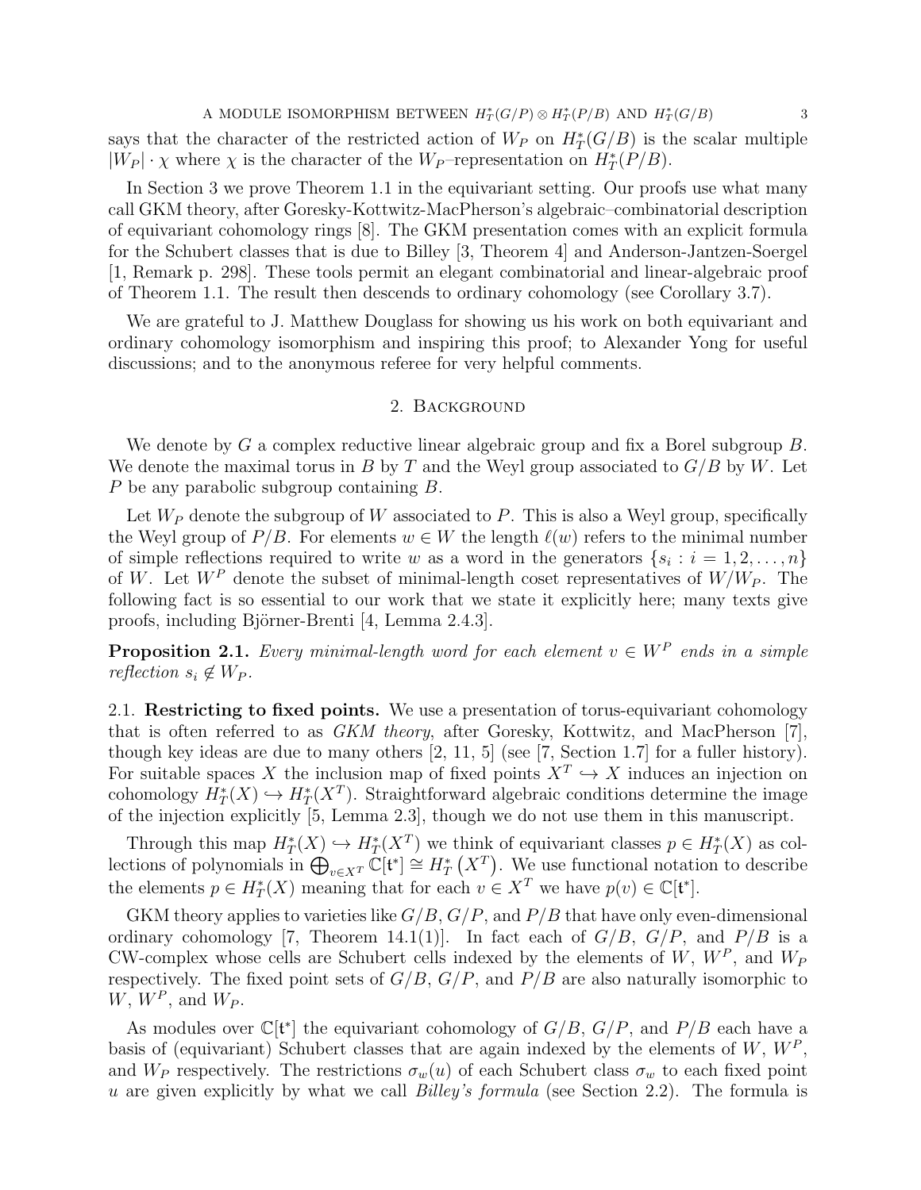says that the character of the restricted action of $W_P$ on $H_T^*(G/B)$ is the scalar multiple $|W_P| \cdot \chi$ where $\chi$ is the character of the $W_P$–representation on $H_T^*(P/B)$.

In Section 3 we prove Theorem 1.1 in the equivariant setting. Our proofs use what many call GKM theory, after Goresky-Kottwitz-MacPherson's algebraic–combinatorial description of equivariant cohomology rings [8]. The GKM presentation comes with an explicit formula for the Schubert classes that is due to Billey [3, Theorem 4] and Anderson-Jantzen-Soergel [1, Remark p. 298]. These tools permit an elegant combinatorial and linear-algebraic proof of Theorem 1.1. The result then descends to ordinary cohomology (see Corollary 3.7).

We are grateful to J. Matthew Douglass for showing us his work on both equivariant and ordinary cohomology isomorphism and inspiring this proof; to Alexander Yong for useful discussions; and to the anonymous referee for very helpful comments.

## 2. Background

We denote by $G$ a complex reductive linear algebraic group and fix a Borel subgroup $B$. We denote the maximal torus in $B$ by $T$ and the Weyl group associated to $G/B$ by $W$. Let $P$ be any parabolic subgroup containing $B$.

Let $W_P$ denote the subgroup of $W$ associated to $P$. This is also a Weyl group, specifically the Weyl group of $P/B$. For elements $w \in W$ the length $\ell(w)$ refers to the minimal number of simple reflections required to write $w$ as a word in the generators $\{s_i : i = 1, 2, \ldots, n\}$ of $W$. Let $W^P$ denote the subset of minimal-length coset representatives of $W/W_P$. The following fact is so essential to our work that we state it explicitly here; many texts give proofs, including Björner-Brenti [4, Lemma 2.4.3].

**Proposition 2.1.** *Every minimal-length word for each element $v \in W^P$ ends in a simple reflection $s_i \notin W_P$.*

### 2.1. Restricting to fixed points.

We use a presentation of torus-equivariant cohomology that is often referred to as *GKM theory*, after Goresky, Kottwitz, and MacPherson [7], though key ideas are due to many others [2, 11, 5] (see [7, Section 1.7] for a fuller history). For suitable spaces $X$ the inclusion map of fixed points $X^T \hookrightarrow X$ induces an injection on cohomology $H_T^*(X) \hookrightarrow H_T^*(X^T)$. Straightforward algebraic conditions determine the image of the injection explicitly [5, Lemma 2.3], though we do not use them in this manuscript.

Through this map $H_T^*(X) \hookrightarrow H_T^*(X^T)$ we think of equivariant classes $p \in H_T^*(X)$ as collections of polynomials in $\bigoplus_{v \in X^T} \mathbb{C}[\mathfrak{t}^*] \cong H_T^*\left(X^T\right)$. We use functional notation to describe the elements $p \in H_T^*(X)$ meaning that for each $v \in X^T$ we have $p(v) \in \mathbb{C}[\mathfrak{t}^*]$.

GKM theory applies to varieties like $G/B$, $G/P$, and $P/B$ that have only even-dimensional ordinary cohomology [7, Theorem 14.1(1)]. In fact each of $G/B$, $G/P$, and $P/B$ is a CW-complex whose cells are Schubert cells indexed by the elements of $W$, $W^P$, and $W_P$ respectively. The fixed point sets of $G/B$, $G/P$, and $P/B$ are also naturally isomorphic to $W$, $W^P$, and $W_P$.

As modules over $\mathbb{C}[\mathfrak{t}^*]$ the equivariant cohomology of $G/B$, $G/P$, and $P/B$ each have a basis of (equivariant) Schubert classes that are again indexed by the elements of $W$, $W^P$, and $W_P$ respectively. The restrictions $\sigma_w(u)$ of each Schubert class $\sigma_w$ to each fixed point $u$ are given explicitly by what we call *Billey's formula* (see Section 2.2). The formula is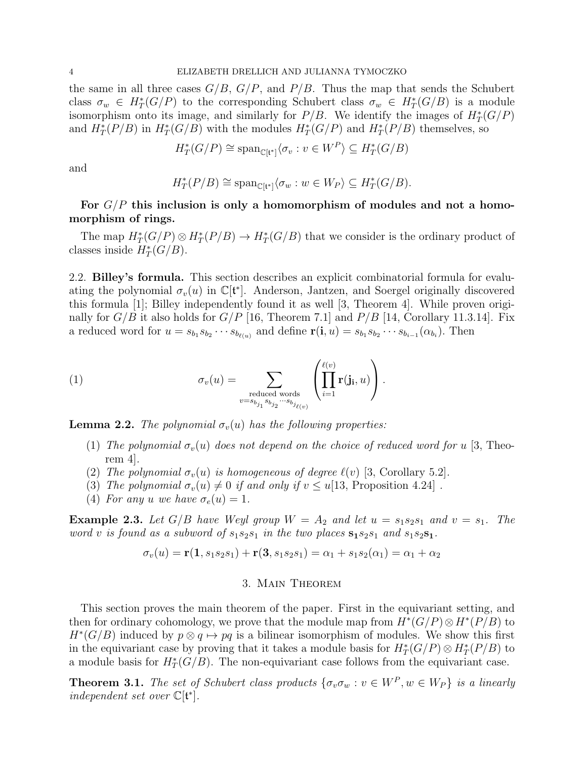the same in all three cases $G/B$, $G/P$, and $P/B$. Thus the map that sends the Schubert class $\sigma_w \in H_T^*(G/P)$ to the corresponding Schubert class $\sigma_w \in H_T^*(G/B)$ is a module isomorphism onto its image, and similarly for $P/B$. We identify the images of $H_T^*(G/P)$ and $H_T^*(P/B)$ in $H_T^*(G/B)$ with the modules $H_T^*(G/P)$ and $H_T^*(P/B)$ themselves, so

$$H_T^*(G/P) \cong \mathrm{span}_{\mathbb{C}[\mathfrak{t}^*]}\langle \sigma_v : v \in W^P \rangle \subseteq H_T^*(G/B)$$

and

$$H_T^*(P/B) \cong \mathrm{span}_{\mathbb{C}[\mathfrak{t}^*]}\langle \sigma_w : w \in W_P \rangle \subseteq H_T^*(G/B).$$

**For $G/P$ this inclusion is only a homomorphism of modules and not a homomorphism of rings.**

The map $H_T^*(G/P) \otimes H_T^*(P/B) \to H_T^*(G/B)$ that we consider is the ordinary product of classes inside $H_T^*(G/B)$.

2.2. **Billey's formula.** This section describes an explicit combinatorial formula for evaluating the polynomial $\sigma_v(u)$ in $\mathbb{C}[\mathfrak{t}^*]$. Anderson, Jantzen, and Soergel originally discovered this formula [1]; Billey independently found it as well [3, Theorem 4]. While proven originally for $G/B$ it also holds for $G/P$ [16, Theorem 7.1] and $P/B$ [14, Corollary 11.3.14]. Fix a reduced word for $u = s_{b_1} s_{b_2} \cdots s_{b_{\ell(u)}}$ and define $\mathbf{r}(\mathbf{i}, u) = s_{b_1} s_{b_2} \cdots s_{b_{i-1}}(\alpha_{b_i})$. Then

$$\sigma_v(u) = \sum_{\substack{\text{reduced words} \\ v = s_{b_{j_1}} s_{b_{j_2}} \cdots s_{b_{j_{\ell(v)}}}}} \left( \prod_{i=1}^{\ell(v)} \mathbf{r}(\mathbf{j_i}, u) \right). \tag{1}$$

**Lemma 2.2.** *The polynomial $\sigma_v(u)$ has the following properties:*

1. *The polynomial $\sigma_v(u)$ does not depend on the choice of reduced word for $u$* [3, Theorem 4].
2. *The polynomial $\sigma_v(u)$ is homogeneous of degree $\ell(v)$* [3, Corollary 5.2].
3. *The polynomial $\sigma_v(u) \neq 0$ if and only if $v \leq u$*[13, Proposition 4.24] .
4. *For any $u$ we have $\sigma_e(u) = 1$.*

**Example 2.3.** *Let $G/B$ have Weyl group $W = A_2$ and let $u = s_1 s_2 s_1$ and $v = s_1$. The word $v$ is found as a subword of $s_1 s_2 s_1$ in the two places $\mathbf{s_1} s_2 s_1$ and $s_1 s_2 \mathbf{s_1}$.*

$$\sigma_v(u) = \mathbf{r}(\mathbf{1}, s_1 s_2 s_1) + \mathbf{r}(\mathbf{3}, s_1 s_2 s_1) = \alpha_1 + s_1 s_2(\alpha_1) = \alpha_1 + \alpha_2$$

## 3. Main Theorem

This section proves the main theorem of the paper. First in the equivariant setting, and then for ordinary cohomology, we prove that the module map from $H^*(G/P) \otimes H^*(P/B)$ to $H^*(G/B)$ induced by $p \otimes q \mapsto pq$ is a bilinear isomorphism of modules. We show this first in the equivariant case by proving that it takes a module basis for $H_T^*(G/P) \otimes H_T^*(P/B)$ to a module basis for $H_T^*(G/B)$. The non-equivariant case follows from the equivariant case.

**Theorem 3.1.** *The set of Schubert class products $\{\sigma_v \sigma_w : v \in W^P, w \in W_P\}$ is a linearly independent set over $\mathbb{C}[\mathfrak{t}^*]$.*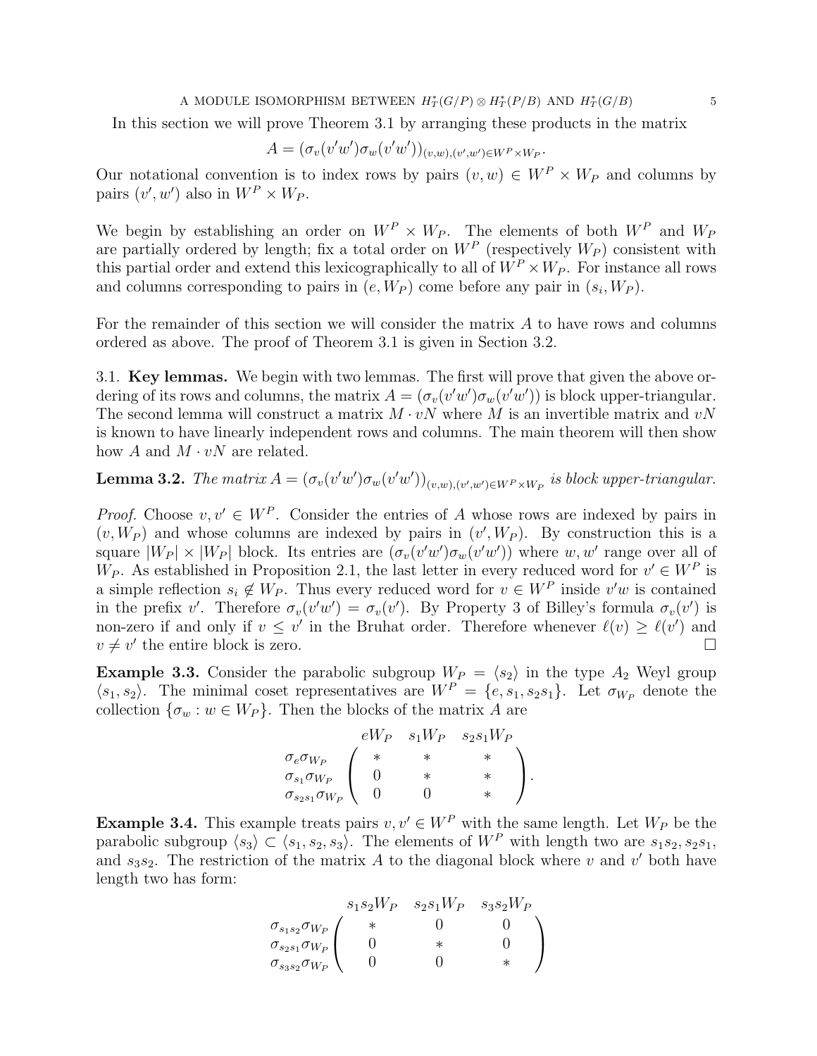In this section we will prove Theorem 3.1 by arranging these products in the matrix

$$A = (\sigma_v(v'w')\sigma_w(v'w'))_{(v,w),(v',w')\in W^P\times W_P}.$$

Our notational convention is to index rows by pairs $(v,w) \in W^P \times W_P$ and columns by pairs $(v',w')$ also in $W^P \times W_P$.

We begin by establishing an order on $W^P \times W_P$. The elements of both $W^P$ and $W_P$ are partially ordered by length; fix a total order on $W^P$ (respectively $W_P$) consistent with this partial order and extend this lexicographically to all of $W^P \times W_P$. For instance all rows and columns corresponding to pairs in $(e, W_P)$ come before any pair in $(s_i, W_P)$.

For the remainder of this section we will consider the matrix $A$ to have rows and columns ordered as above. The proof of Theorem 3.1 is given in Section 3.2.

3.1. **Key lemmas.** We begin with two lemmas. The first will prove that given the above ordering of its rows and columns, the matrix $A = (\sigma_v(v'w')\sigma_w(v'w'))$ is block upper-triangular. The second lemma will construct a matrix $M \cdot vN$ where $M$ is an invertible matrix and $vN$ is known to have linearly independent rows and columns. The main theorem will then show how $A$ and $M \cdot vN$ are related.

**Lemma 3.2.** *The matrix $A = (\sigma_v(v'w')\sigma_w(v'w'))_{(v,w),(v',w')\in W^P\times W_P}$ is block upper-triangular.*

*Proof.* Choose $v, v' \in W^P$. Consider the entries of $A$ whose rows are indexed by pairs in $(v, W_P)$ and whose columns are indexed by pairs in $(v', W_P)$. By construction this is a square $|W_P| \times |W_P|$ block. Its entries are $(\sigma_v(v'w')\sigma_w(v'w'))$ where $w, w'$ range over all of $W_P$. As established in Proposition 2.1, the last letter in every reduced word for $v' \in W^P$ is a simple reflection $s_i \notin W_P$. Thus every reduced word for $v \in W^P$ inside $v'w$ is contained in the prefix $v'$. Therefore $\sigma_v(v'w') = \sigma_v(v')$. By Property 3 of Billey's formula $\sigma_v(v')$ is non-zero if and only if $v \leq v'$ in the Bruhat order. Therefore whenever $\ell(v) \geq \ell(v')$ and $v \neq v'$ the entire block is zero. $\square$

**Example 3.3.** Consider the parabolic subgroup $W_P = \langle s_2 \rangle$ in the type $A_2$ Weyl group $\langle s_1, s_2 \rangle$. The minimal coset representatives are $W^P = \{e, s_1, s_2s_1\}$. Let $\sigma_{W_P}$ denote the collection $\{\sigma_w : w \in W_P\}$. Then the blocks of the matrix $A$ are

$$\begin{array}{c} \\ \sigma_e\sigma_{W_P} \\ \sigma_{s_1}\sigma_{W_P} \\ \sigma_{s_2s_1}\sigma_{W_P} \end{array} \begin{array}{c} \begin{array}{ccc} eW_P & s_1W_P & s_2s_1W_P \end{array} \\ \left(\begin{array}{ccc} * & * & * \\ 0 & * & * \\ 0 & 0 & * \end{array}\right) \end{array}.$$

**Example 3.4.** This example treats pairs $v, v' \in W^P$ with the same length. Let $W_P$ be the parabolic subgroup $\langle s_3 \rangle \subset \langle s_1, s_2, s_3 \rangle$. The elements of $W^P$ with length two are $s_1s_2$, $s_2s_1$, and $s_3s_2$. The restriction of the matrix $A$ to the diagonal block where $v$ and $v'$ both have length two has form:

$$\begin{array}{c} \\ \sigma_{s_1s_2}\sigma_{W_P} \\ \sigma_{s_2s_1}\sigma_{W_P} \\ \sigma_{s_3s_2}\sigma_{W_P} \end{array} \begin{array}{c} \begin{array}{ccc} s_1s_2W_P & s_2s_1W_P & s_3s_2W_P \end{array} \\ \left(\begin{array}{ccc} * & 0 & 0 \\ 0 & * & 0 \\ 0 & 0 & * \end{array}\right) \end{array}$$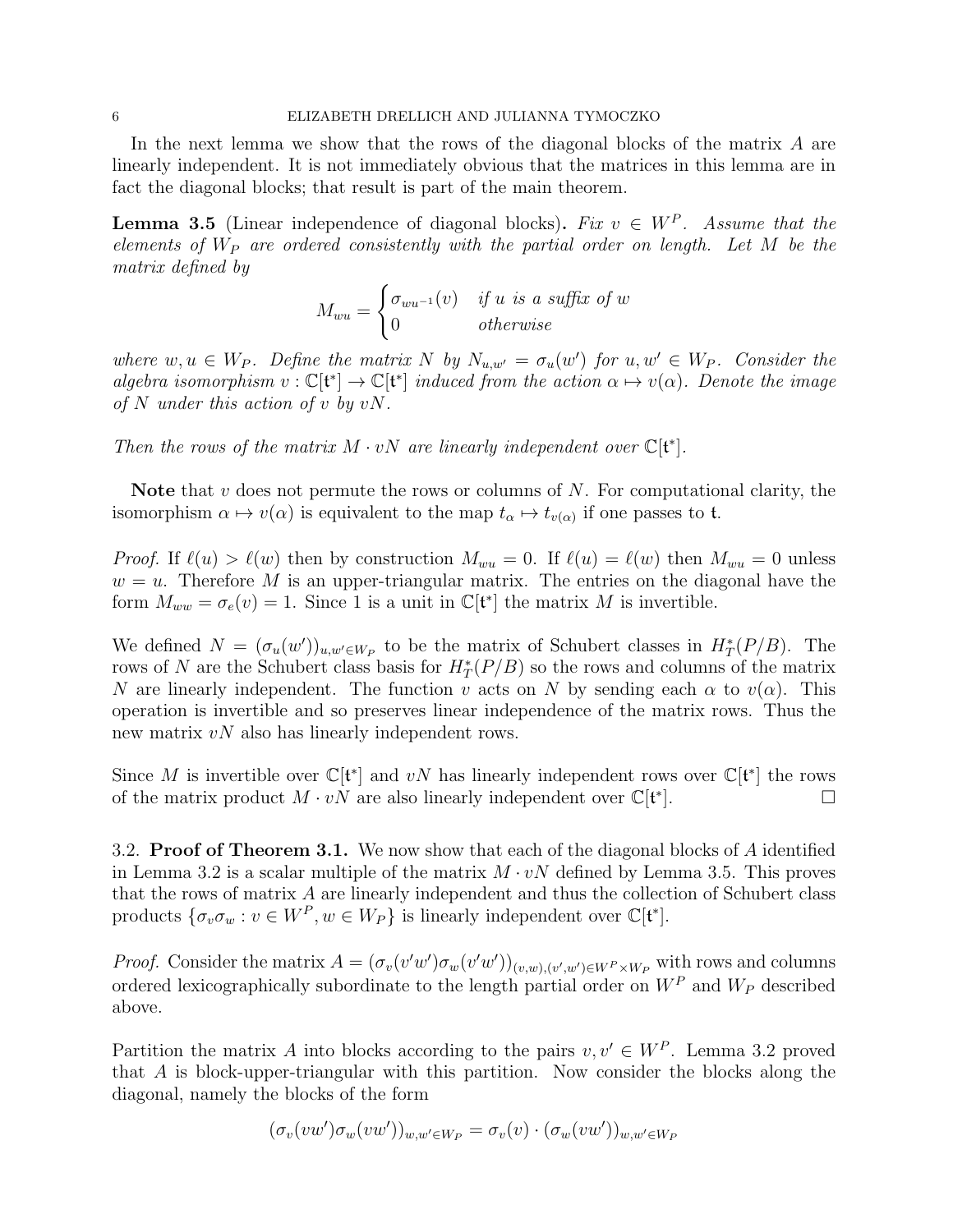In the next lemma we show that the rows of the diagonal blocks of the matrix $A$ are linearly independent. It is not immediately obvious that the matrices in this lemma are in fact the diagonal blocks; that result is part of the main theorem.

**Lemma 3.5** (Linear independence of diagonal blocks)**.** *Fix $v \in W^P$. Assume that the elements of $W_P$ are ordered consistently with the partial order on length. Let $M$ be the matrix defined by*

$$M_{wu} = \begin{cases} \sigma_{wu^{-1}}(v) & \text{if } u \text{ is a suffix of } w \\ 0 & \text{otherwise} \end{cases}$$

*where $w, u \in W_P$. Define the matrix $N$ by $N_{u,w'} = \sigma_u(w')$ for $u, w' \in W_P$. Consider the algebra isomorphism $v : \mathbb{C}[\mathfrak{t}^*] \to \mathbb{C}[\mathfrak{t}^*]$ induced from the action $\alpha \mapsto v(\alpha)$. Denote the image of $N$ under this action of $v$ by $vN$.*

*Then the rows of the matrix $M \cdot vN$ are linearly independent over $\mathbb{C}[\mathfrak{t}^*]$.*

**Note** that $v$ does not permute the rows or columns of $N$. For computational clarity, the isomorphism $\alpha \mapsto v(\alpha)$ is equivalent to the map $t_\alpha \mapsto t_{v(\alpha)}$ if one passes to $\mathfrak{t}$.

*Proof.* If $\ell(u) > \ell(w)$ then by construction $M_{wu} = 0$. If $\ell(u) = \ell(w)$ then $M_{wu} = 0$ unless $w = u$. Therefore $M$ is an upper-triangular matrix. The entries on the diagonal have the form $M_{ww} = \sigma_e(v) = 1$. Since 1 is a unit in $\mathbb{C}[\mathfrak{t}^*]$ the matrix $M$ is invertible.

We defined $N = (\sigma_u(w'))_{u,w' \in W_P}$ to be the matrix of Schubert classes in $H_T^*(P/B)$. The rows of $N$ are the Schubert class basis for $H_T^*(P/B)$ so the rows and columns of the matrix $N$ are linearly independent. The function $v$ acts on $N$ by sending each $\alpha$ to $v(\alpha)$. This operation is invertible and so preserves linear independence of the matrix rows. Thus the new matrix $vN$ also has linearly independent rows.

Since $M$ is invertible over $\mathbb{C}[\mathfrak{t}^*]$ and $vN$ has linearly independent rows over $\mathbb{C}[\mathfrak{t}^*]$ the rows of the matrix product $M \cdot vN$ are also linearly independent over $\mathbb{C}[\mathfrak{t}^*]$. $\square$

3.2. **Proof of Theorem 3.1.** We now show that each of the diagonal blocks of $A$ identified in Lemma 3.2 is a scalar multiple of the matrix $M \cdot vN$ defined by Lemma 3.5. This proves that the rows of matrix $A$ are linearly independent and thus the collection of Schubert class products $\{\sigma_v \sigma_w : v \in W^P, w \in W_P\}$ is linearly independent over $\mathbb{C}[\mathfrak{t}^*]$.

*Proof.* Consider the matrix $A = (\sigma_v(v'w')\sigma_w(v'w'))_{(v,w),(v',w') \in W^P \times W_P}$ with rows and columns ordered lexicographically subordinate to the length partial order on $W^P$ and $W_P$ described above.

Partition the matrix $A$ into blocks according to the pairs $v, v' \in W^P$. Lemma 3.2 proved that $A$ is block-upper-triangular with this partition. Now consider the blocks along the diagonal, namely the blocks of the form

$$(\sigma_v(vw')\sigma_w(vw'))_{w,w' \in W_P} = \sigma_v(v) \cdot (\sigma_w(vw'))_{w,w' \in W_P}$$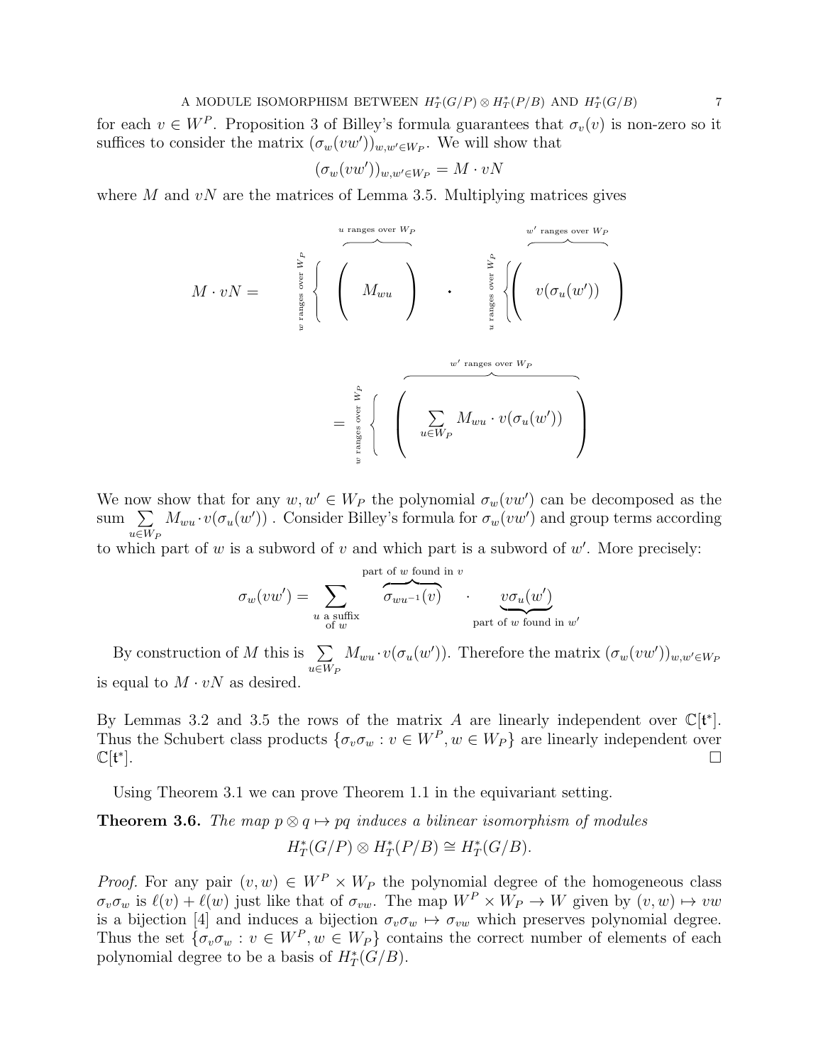for each $v \in W^P$. Proposition 3 of Billey's formula guarantees that $\sigma_v(v)$ is non-zero so it suffices to consider the matrix $(\sigma_w(vw'))_{w,w' \in W_P}$. We will show that

$$(\sigma_w(vw'))_{w,w' \in W_P} = M \cdot vN$$

where $M$ and $vN$ are the matrices of Lemma 3.5. Multiplying matrices gives

$$M \cdot vN = \underbrace{\left.\begin{matrix} \\ \\ \end{matrix}\right\{}_{w \text{ ranges over } W_P} \overbrace{\begin{pmatrix} & M_{wu} & \end{pmatrix}}^{u \text{ ranges over } W_P} \cdot \underbrace{\left.\begin{matrix} \\ \\ \end{matrix}\right\{}_{u \text{ ranges over } W_P} \overbrace{\begin{pmatrix} & v(\sigma_u(w')) & \end{pmatrix}}^{w' \text{ ranges over } W_P}$$

$$= \underbrace{\left.\begin{matrix} \\ \\ \end{matrix}\right\{}_{w \text{ ranges over } W_P} \overbrace{\begin{pmatrix} & \sum_{u \in W_P} M_{wu} \cdot v(\sigma_u(w')) & \end{pmatrix}}^{w' \text{ ranges over } W_P}$$

We now show that for any $w, w' \in W_P$ the polynomial $\sigma_w(vw')$ can be decomposed as the sum $\sum_{u \in W_P} M_{wu} \cdot v(\sigma_u(w'))$ . Consider Billey's formula for $\sigma_w(vw')$ and group terms according to which part of $w$ is a subword of $v$ and which part is a subword of $w'$. More precisely:

$$\sigma_w(vw') = \sum_{\substack{u \text{ a suffix} \\ \text{of } w}} \overbrace{\sigma_{wu^{-1}}(v)}^{\text{part of } w \text{ found in } v} \cdot \underbrace{v\sigma_u(w')}_{\text{part of } w \text{ found in } w'}$$

By construction of $M$ this is $\sum_{u \in W_P} M_{wu} \cdot v(\sigma_u(w'))$. Therefore the matrix $(\sigma_w(vw'))_{w,w' \in W_P}$ is equal to $M \cdot vN$ as desired.

By Lemmas 3.2 and 3.5 the rows of the matrix $A$ are linearly independent over $\mathbb{C}[\mathfrak{t}^*]$. Thus the Schubert class products $\{\sigma_v \sigma_w : v \in W^P, w \in W_P\}$ are linearly independent over $\mathbb{C}[\mathfrak{t}^*]$. □

Using Theorem 3.1 we can prove Theorem 1.1 in the equivariant setting.

**Theorem 3.6.** *The map $p \otimes q \mapsto pq$ induces a bilinear isomorphism of modules*

$$H_T^*(G/P) \otimes H_T^*(P/B) \cong H_T^*(G/B).$$

*Proof.* For any pair $(v, w) \in W^P \times W_P$ the polynomial degree of the homogeneous class $\sigma_v \sigma_w$ is $\ell(v) + \ell(w)$ just like that of $\sigma_{vw}$. The map $W^P \times W_P \to W$ given by $(v, w) \mapsto vw$ is a bijection [4] and induces a bijection $\sigma_v \sigma_w \mapsto \sigma_{vw}$ which preserves polynomial degree. Thus the set $\{\sigma_v \sigma_w : v \in W^P, w \in W_P\}$ contains the correct number of elements of each polynomial degree to be a basis of $H_T^*(G/B)$.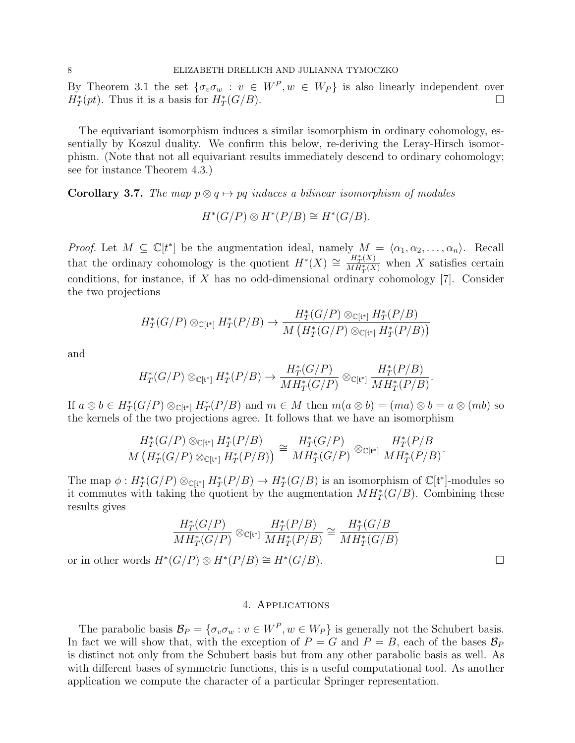By Theorem 3.1 the set $\{\sigma_v \sigma_w : v \in W^P, w \in W_P\}$ is also linearly independent over $H_T^*(pt)$. Thus it is a basis for $H_T^*(G/B)$. □

The equivariant isomorphism induces a similar isomorphism in ordinary cohomology, essentially by Koszul duality. We confirm this below, re-deriving the Leray-Hirsch isomorphism. (Note that not all equivariant results immediately descend to ordinary cohomology; see for instance Theorem 4.3.)

**Corollary 3.7.** *The map $p \otimes q \mapsto pq$ induces a bilinear isomorphism of modules*

$$H^*(G/P) \otimes H^*(P/B) \cong H^*(G/B).$$

*Proof.* Let $M \subseteq \mathbb{C}[t^*]$ be the augmentation ideal, namely $M = \langle \alpha_1, \alpha_2, \ldots, \alpha_n \rangle$. Recall that the ordinary cohomology is the quotient $H^*(X) \cong \frac{H_T^*(X)}{MH_T^*(X)}$ when $X$ satisfies certain conditions, for instance, if $X$ has no odd-dimensional ordinary cohomology [7]. Consider the two projections

$$H_T^*(G/P) \otimes_{\mathbb{C}[\mathfrak{t}^*]} H_T^*(P/B) \to \frac{H_T^*(G/P) \otimes_{\mathbb{C}[\mathfrak{t}^*]} H_T^*(P/B)}{M\left(H_T^*(G/P) \otimes_{\mathbb{C}[\mathfrak{t}^*]} H_T^*(P/B)\right)}$$

and

$$H_T^*(G/P) \otimes_{\mathbb{C}[\mathfrak{t}^*]} H_T^*(P/B) \to \frac{H_T^*(G/P)}{MH_T^*(G/P)} \otimes_{\mathbb{C}[\mathfrak{t}^*]} \frac{H_T^*(P/B)}{MH_T^*(P/B)}.$$

If $a \otimes b \in H_T^*(G/P) \otimes_{\mathbb{C}[\mathfrak{t}^*]} H_T^*(P/B)$ and $m \in M$ then $m(a \otimes b) = (ma) \otimes b = a \otimes (mb)$ so the kernels of the two projections agree. It follows that we have an isomorphism

$$\frac{H_T^*(G/P) \otimes_{\mathbb{C}[\mathfrak{t}^*]} H_T^*(P/B)}{M\left(H_T^*(G/P) \otimes_{\mathbb{C}[\mathfrak{t}^*]} H_T^*(P/B)\right)} \cong \frac{H_T^*(G/P)}{MH_T^*(G/P)} \otimes_{\mathbb{C}[\mathfrak{t}^*]} \frac{H_T^*(P/B}{MH_T^*(P/B)}.$$

The map $\phi : H_T^*(G/P) \otimes_{\mathbb{C}[\mathfrak{t}^*]} H_T^*(P/B) \to H_T^*(G/B)$ is an isomorphism of $\mathbb{C}[\mathfrak{t}^*]$-modules so it commutes with taking the quotient by the augmentation $MH_T^*(G/B)$. Combining these results gives

$$\frac{H_T^*(G/P)}{MH_T^*(G/P)} \otimes_{\mathbb{C}[\mathfrak{t}^*]} \frac{H_T^*(P/B)}{MH_T^*(P/B)} \cong \frac{H_T^*(G/B}{MH_T^*(G/B)}$$

or in other words $H^*(G/P) \otimes H^*(P/B) \cong H^*(G/B)$. □

## 4. Applications

The parabolic basis $\mathcal{B}_P = \{\sigma_v \sigma_w : v \in W^P, w \in W_P\}$ is generally not the Schubert basis. In fact we will show that, with the exception of $P = G$ and $P = B$, each of the bases $\mathcal{B}_P$ is distinct not only from the Schubert basis but from any other parabolic basis as well. As with different bases of symmetric functions, this is a useful computational tool. As another application we compute the character of a particular Springer representation.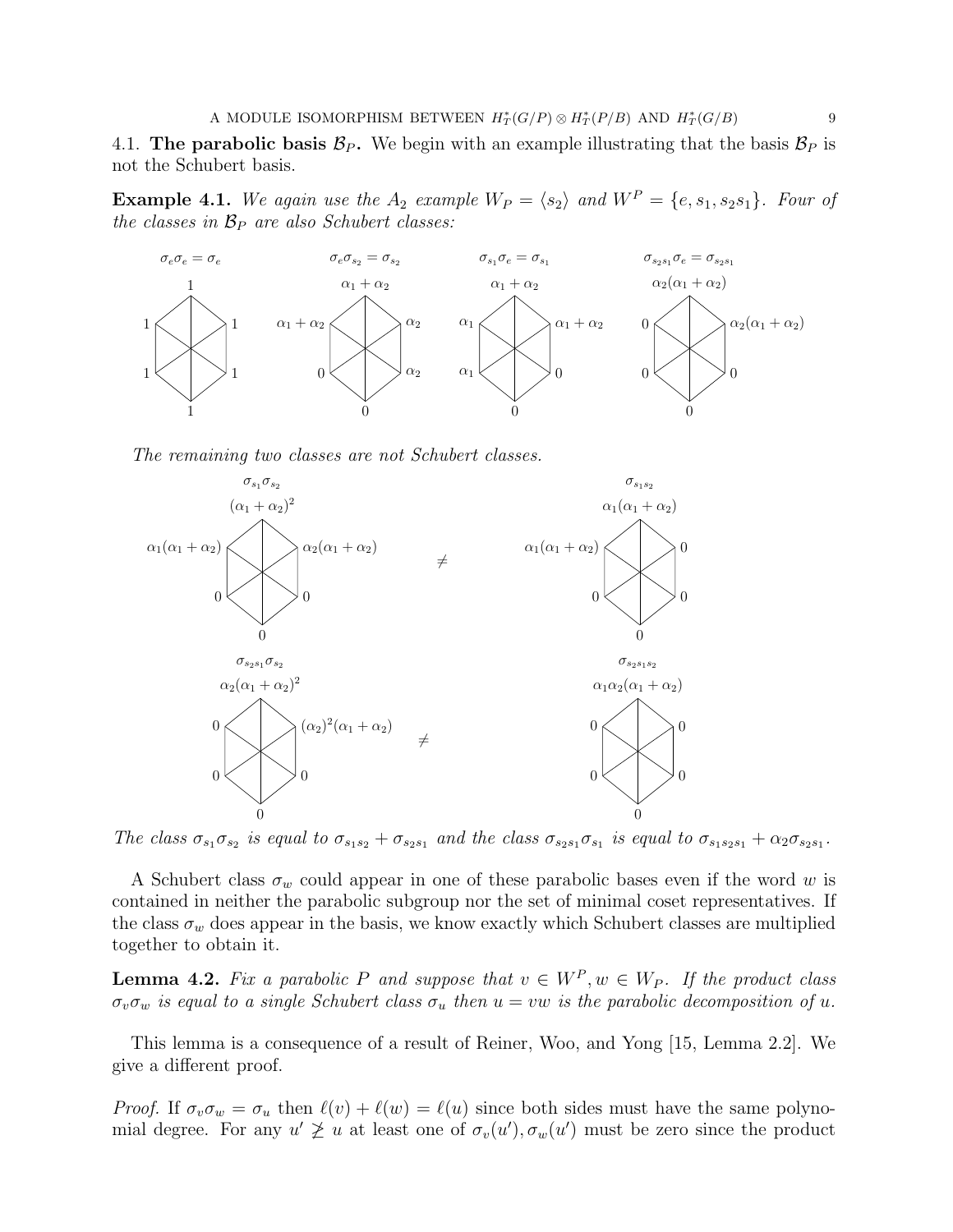4.1. **The parabolic basis $\mathcal{B}_P$.** We begin with an example illustrating that the basis $\mathcal{B}_P$ is not the Schubert basis.

**Example 4.1.** *We again use the $A_2$ example $W_P = \langle s_2 \rangle$ and $W^P = \{e, s_1, s_2s_1\}$. Four of the classes in $\mathcal{B}_P$ are also Schubert classes:*

$\sigma_e\sigma_e = \sigma_e$ $\quad$ $\sigma_e\sigma_{s_2} = \sigma_{s_2}$ $\quad$ $\sigma_{s_1}\sigma_e = \sigma_{s_1}$ $\quad$ $\sigma_{s_2s_1}\sigma_e = \sigma_{s_2s_1}$

*The remaining two classes are not Schubert classes.*

$\sigma_{s_1}\sigma_{s_2} \neq \sigma_{s_1s_2}$

$\sigma_{s_2s_1}\sigma_{s_2} \neq \sigma_{s_2s_1s_2}$

*The class $\sigma_{s_1}\sigma_{s_2}$ is equal to $\sigma_{s_1s_2} + \sigma_{s_2s_1}$ and the class $\sigma_{s_2s_1}\sigma_{s_1}$ is equal to $\sigma_{s_1s_2s_1} + \alpha_2\sigma_{s_2s_1}$.*

A Schubert class $\sigma_w$ could appear in one of these parabolic bases even if the word $w$ is contained in neither the parabolic subgroup nor the set of minimal coset representatives. If the class $\sigma_w$ does appear in the basis, we know exactly which Schubert classes are multiplied together to obtain it.

**Lemma 4.2.** *Fix a parabolic $P$ and suppose that $v \in W^P, w \in W_P$. If the product class $\sigma_v\sigma_w$ is equal to a single Schubert class $\sigma_u$ then $u = vw$ is the parabolic decomposition of $u$.*

This lemma is a consequence of a result of Reiner, Woo, and Yong [15, Lemma 2.2]. We give a different proof.

*Proof.* If $\sigma_v\sigma_w = \sigma_u$ then $\ell(v) + \ell(w) = \ell(u)$ since both sides must have the same polynomial degree. For any $u' \not\geq u$ at least one of $\sigma_v(u'), \sigma_w(u')$ must be zero since the product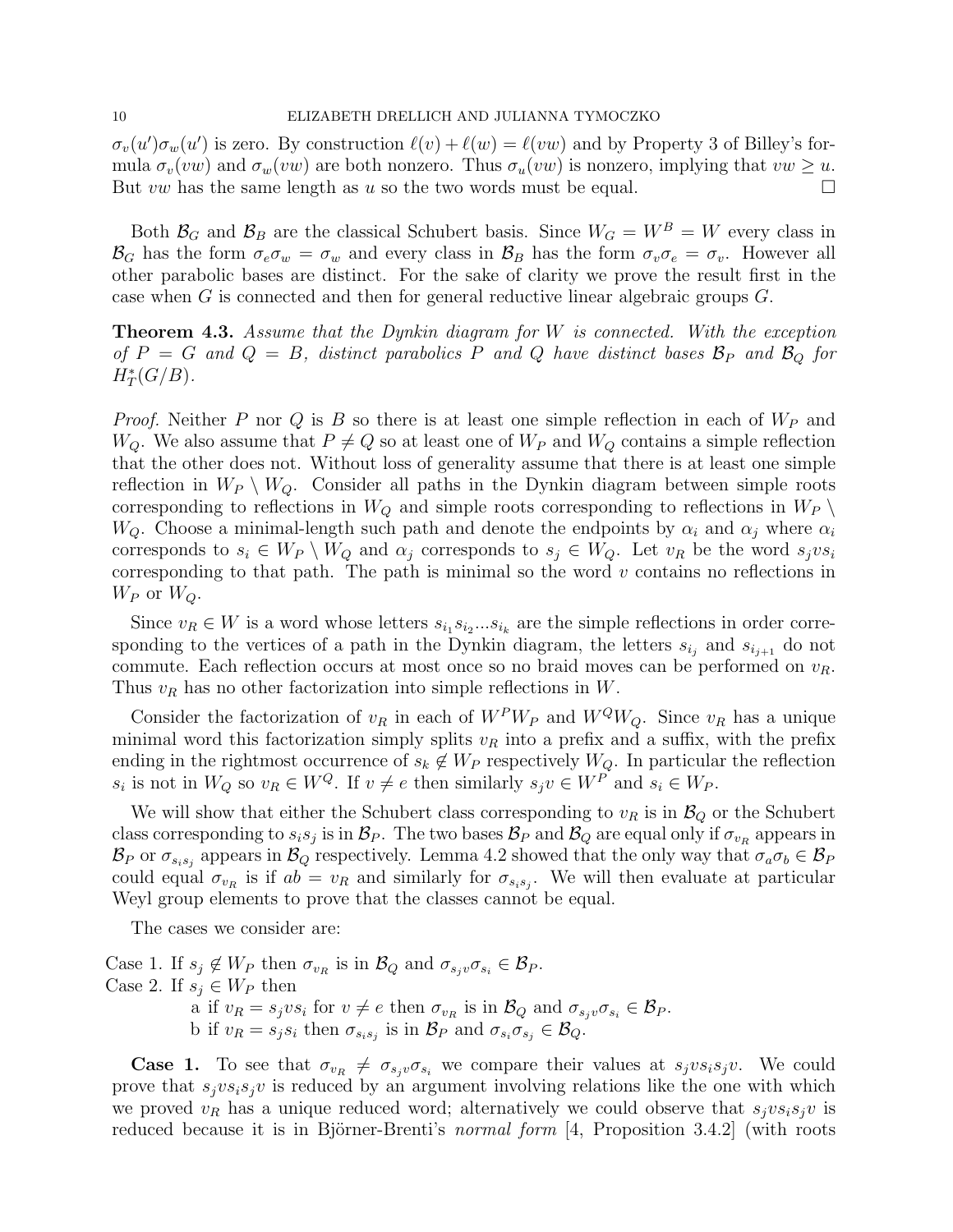$\sigma_v(u')\sigma_w(u')$ is zero. By construction $\ell(v) + \ell(w) = \ell(vw)$ and by Property 3 of Billey's formula $\sigma_v(vw)$ and $\sigma_w(vw)$ are both nonzero. Thus $\sigma_u(vw)$ is nonzero, implying that $vw \geq u$. But $vw$ has the same length as $u$ so the two words must be equal. $\square$

Both $\mathcal{B}_G$ and $\mathcal{B}_B$ are the classical Schubert basis. Since $W_G = W^B = W$ every class in $\mathcal{B}_G$ has the form $\sigma_e\sigma_w = \sigma_w$ and every class in $\mathcal{B}_B$ has the form $\sigma_v\sigma_e = \sigma_v$. However all other parabolic bases are distinct. For the sake of clarity we prove the result first in the case when $G$ is connected and then for general reductive linear algebraic groups $G$.

**Theorem 4.3.** *Assume that the Dynkin diagram for $W$ is connected. With the exception of $P = G$ and $Q = B$, distinct parabolics $P$ and $Q$ have distinct bases $\mathcal{B}_P$ and $\mathcal{B}_Q$ for $H_T^*(G/B)$.*

*Proof.* Neither $P$ nor $Q$ is $B$ so there is at least one simple reflection in each of $W_P$ and $W_Q$. We also assume that $P \neq Q$ so at least one of $W_P$ and $W_Q$ contains a simple reflection that the other does not. Without loss of generality assume that there is at least one simple reflection in $W_P \setminus W_Q$. Consider all paths in the Dynkin diagram between simple roots corresponding to reflections in $W_Q$ and simple roots corresponding to reflections in $W_P \setminus W_Q$. Choose a minimal-length such path and denote the endpoints by $\alpha_i$ and $\alpha_j$ where $\alpha_i$ corresponds to $s_i \in W_P \setminus W_Q$ and $\alpha_j$ corresponds to $s_j \in W_Q$. Let $v_R$ be the word $s_jvs_i$ corresponding to that path. The path is minimal so the word $v$ contains no reflections in $W_P$ or $W_Q$.

Since $v_R \in W$ is a word whose letters $s_{i_1}s_{i_2}...s_{i_k}$ are the simple reflections in order corresponding to the vertices of a path in the Dynkin diagram, the letters $s_{i_j}$ and $s_{i_{j+1}}$ do not commute. Each reflection occurs at most once so no braid moves can be performed on $v_R$. Thus $v_R$ has no other factorization into simple reflections in $W$.

Consider the factorization of $v_R$ in each of $W^PW_P$ and $W^QW_Q$. Since $v_R$ has a unique minimal word this factorization simply splits $v_R$ into a prefix and a suffix, with the prefix ending in the rightmost occurrence of $s_k \notin W_P$ respectively $W_Q$. In particular the reflection $s_i$ is not in $W_Q$ so $v_R \in W^Q$. If $v \neq e$ then similarly $s_jv \in W^P$ and $s_i \in W_P$.

We will show that either the Schubert class corresponding to $v_R$ is in $\mathcal{B}_Q$ or the Schubert class corresponding to $s_is_j$ is in $\mathcal{B}_P$. The two bases $\mathcal{B}_P$ and $\mathcal{B}_Q$ are equal only if $\sigma_{v_R}$ appears in $\mathcal{B}_P$ or $\sigma_{s_is_j}$ appears in $\mathcal{B}_Q$ respectively. Lemma 4.2 showed that the only way that $\sigma_a\sigma_b \in \mathcal{B}_P$ could equal $\sigma_{v_R}$ is if $ab = v_R$ and similarly for $\sigma_{s_is_j}$. We will then evaluate at particular Weyl group elements to prove that the classes cannot be equal.

The cases we consider are:

Case 1. If $s_j \notin W_P$ then $\sigma_{v_R}$ is in $\mathcal{B}_Q$ and $\sigma_{s_jv}\sigma_{s_i} \in \mathcal{B}_P$.

Case 2. If $s_j \in W_P$ then

- a if $v_R = s_jvs_i$ for $v \neq e$ then $\sigma_{v_R}$ is in $\mathcal{B}_Q$ and $\sigma_{s_jv}\sigma_{s_i} \in \mathcal{B}_P$.
- b if $v_R = s_js_i$ then $\sigma_{s_is_j}$ is in $\mathcal{B}_P$ and $\sigma_{s_i}\sigma_{s_j} \in \mathcal{B}_Q$.

**Case 1.** To see that $\sigma_{v_R} \neq \sigma_{s_jv}\sigma_{s_i}$ we compare their values at $s_jvs_is_jv$. We could prove that $s_jvs_is_jv$ is reduced by an argument involving relations like the one with which we proved $v_R$ has a unique reduced word; alternatively we could observe that $s_jvs_is_jv$ is reduced because it is in Björner-Brenti's *normal form* [4, Proposition 3.4.2] (with roots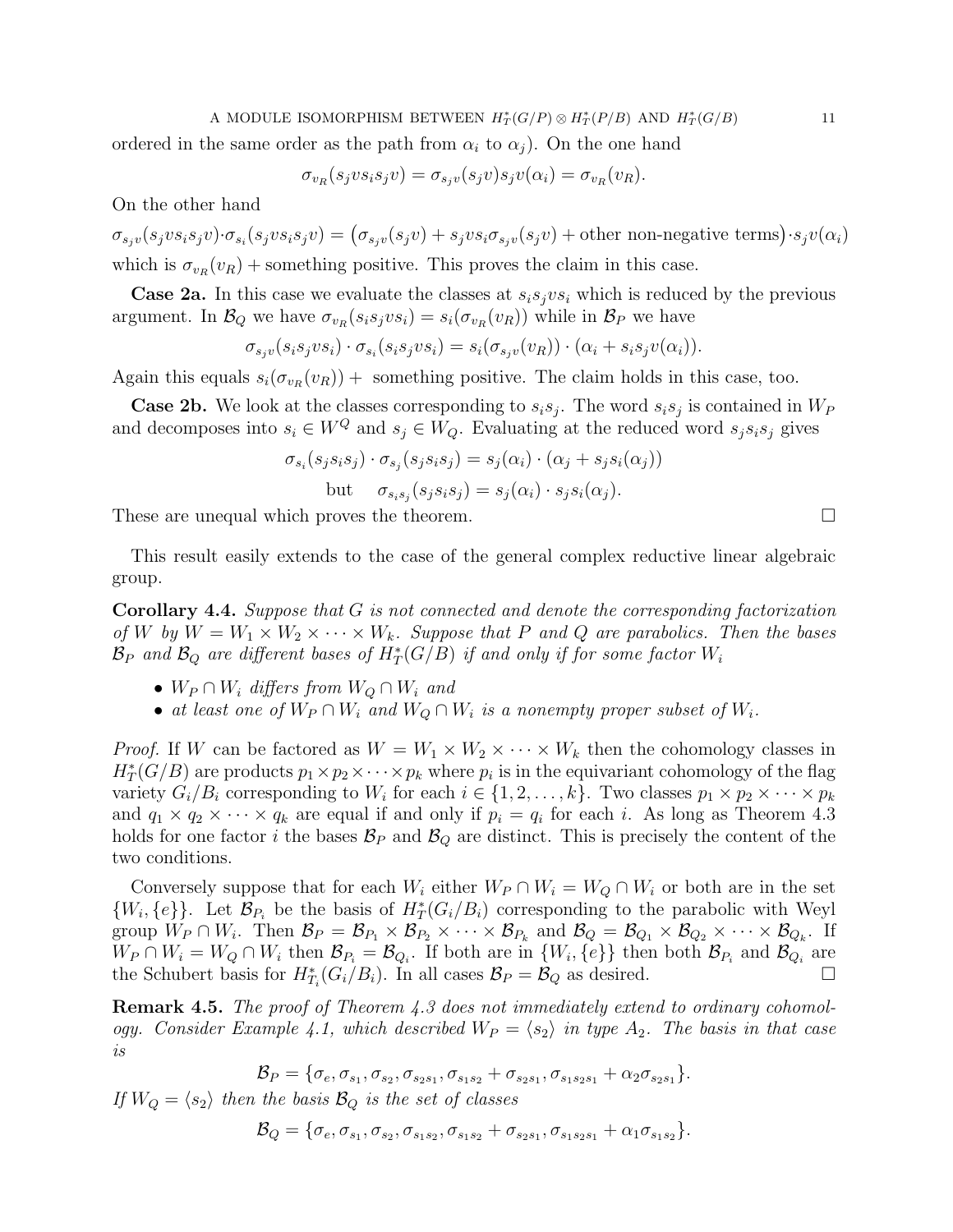ordered in the same order as the path from $\alpha_i$ to $\alpha_j$). On the one hand

$$\sigma_{v_R}(s_j v s_i s_j v) = \sigma_{s_j v}(s_j v) s_j v(\alpha_i) = \sigma_{v_R}(v_R).$$

On the other hand

$$\sigma_{s_j v}(s_j v s_i s_j v) \cdot \sigma_{s_i}(s_j v s_i s_j v) = \big(\sigma_{s_j v}(s_j v) + s_j v s_i \sigma_{s_j v}(s_j v) + \text{other non-negative terms}\big) \cdot s_j v(\alpha_i)$$

which is $\sigma_{v_R}(v_R) +$ something positive. This proves the claim in this case.

**Case 2a.** In this case we evaluate the classes at $s_i s_j v s_i$ which is reduced by the previous argument. In $\mathcal{B}_Q$ we have $\sigma_{v_R}(s_i s_j v s_i) = s_i(\sigma_{v_R}(v_R))$ while in $\mathcal{B}_P$ we have

$$\sigma_{s_j v}(s_i s_j v s_i) \cdot \sigma_{s_i}(s_i s_j v s_i) = s_i(\sigma_{s_j v}(v_R)) \cdot (\alpha_i + s_i s_j v(\alpha_i)).$$

Again this equals $s_i(\sigma_{v_R}(v_R)) +$ something positive. The claim holds in this case, too.

**Case 2b.** We look at the classes corresponding to $s_i s_j$. The word $s_i s_j$ is contained in $W_P$ and decomposes into $s_i \in W^Q$ and $s_j \in W_Q$. Evaluating at the reduced word $s_j s_i s_j$ gives

$$\sigma_{s_i}(s_j s_i s_j) \cdot \sigma_{s_j}(s_j s_i s_j) = s_j(\alpha_i) \cdot (\alpha_j + s_j s_i(\alpha_j))$$

$$\text{but} \quad \sigma_{s_i s_j}(s_j s_i s_j) = s_j(\alpha_i) \cdot s_j s_i(\alpha_j).$$

These are unequal which proves the theorem. □

This result easily extends to the case of the general complex reductive linear algebraic group.

**Corollary 4.4.** *Suppose that $G$ is not connected and denote the corresponding factorization of $W$ by $W = W_1 \times W_2 \times \cdots \times W_k$. Suppose that $P$ and $Q$ are parabolics. Then the bases $\mathcal{B}_P$ and $\mathcal{B}_Q$ are different bases of $H_T^*(G/B)$ if and only if for some factor $W_i$*

- *$W_P \cap W_i$ differs from $W_Q \cap W_i$ and*
- *at least one of $W_P \cap W_i$ and $W_Q \cap W_i$ is a nonempty proper subset of $W_i$.*

*Proof.* If $W$ can be factored as $W = W_1 \times W_2 \times \cdots \times W_k$ then the cohomology classes in $H_T^*(G/B)$ are products $p_1 \times p_2 \times \cdots \times p_k$ where $p_i$ is in the equivariant cohomology of the flag variety $G_i/B_i$ corresponding to $W_i$ for each $i \in \{1, 2, \ldots, k\}$. Two classes $p_1 \times p_2 \times \cdots \times p_k$ and $q_1 \times q_2 \times \cdots \times q_k$ are equal if and only if $p_i = q_i$ for each $i$. As long as Theorem 4.3 holds for one factor $i$ the bases $\mathcal{B}_P$ and $\mathcal{B}_Q$ are distinct. This is precisely the content of the two conditions.

Conversely suppose that for each $W_i$ either $W_P \cap W_i = W_Q \cap W_i$ or both are in the set $\{W_i, \{e\}\}$. Let $\mathcal{B}_{P_i}$ be the basis of $H_T^*(G_i/B_i)$ corresponding to the parabolic with Weyl group $W_P \cap W_i$. Then $\mathcal{B}_P = \mathcal{B}_{P_1} \times \mathcal{B}_{P_2} \times \cdots \times \mathcal{B}_{P_k}$ and $\mathcal{B}_Q = \mathcal{B}_{Q_1} \times \mathcal{B}_{Q_2} \times \cdots \times \mathcal{B}_{Q_k}$. If $W_P \cap W_i = W_Q \cap W_i$ then $\mathcal{B}_{P_i} = \mathcal{B}_{Q_i}$. If both are in $\{W_i, \{e\}\}$ then both $\mathcal{B}_{P_i}$ and $\mathcal{B}_{Q_i}$ are the Schubert basis for $H_{T_i}^*(G_i/B_i)$. In all cases $\mathcal{B}_P = \mathcal{B}_Q$ as desired. □

**Remark 4.5.** *The proof of Theorem 4.3 does not immediately extend to ordinary cohomology. Consider Example 4.1, which described $W_P = \langle s_2 \rangle$ in type $A_2$. The basis in that case is*

$$\mathcal{B}_P = \{\sigma_e, \sigma_{s_1}, \sigma_{s_2}, \sigma_{s_2 s_1}, \sigma_{s_1 s_2} + \sigma_{s_2 s_1}, \sigma_{s_1 s_2 s_1} + \alpha_2 \sigma_{s_2 s_1}\}.$$

*If $W_Q = \langle s_2 \rangle$ then the basis $\mathcal{B}_Q$ is the set of classes*

$$\mathcal{B}_Q = \{\sigma_e, \sigma_{s_1}, \sigma_{s_2}, \sigma_{s_1 s_2}, \sigma_{s_1 s_2} + \sigma_{s_2 s_1}, \sigma_{s_1 s_2 s_1} + \alpha_1 \sigma_{s_1 s_2}\}.$$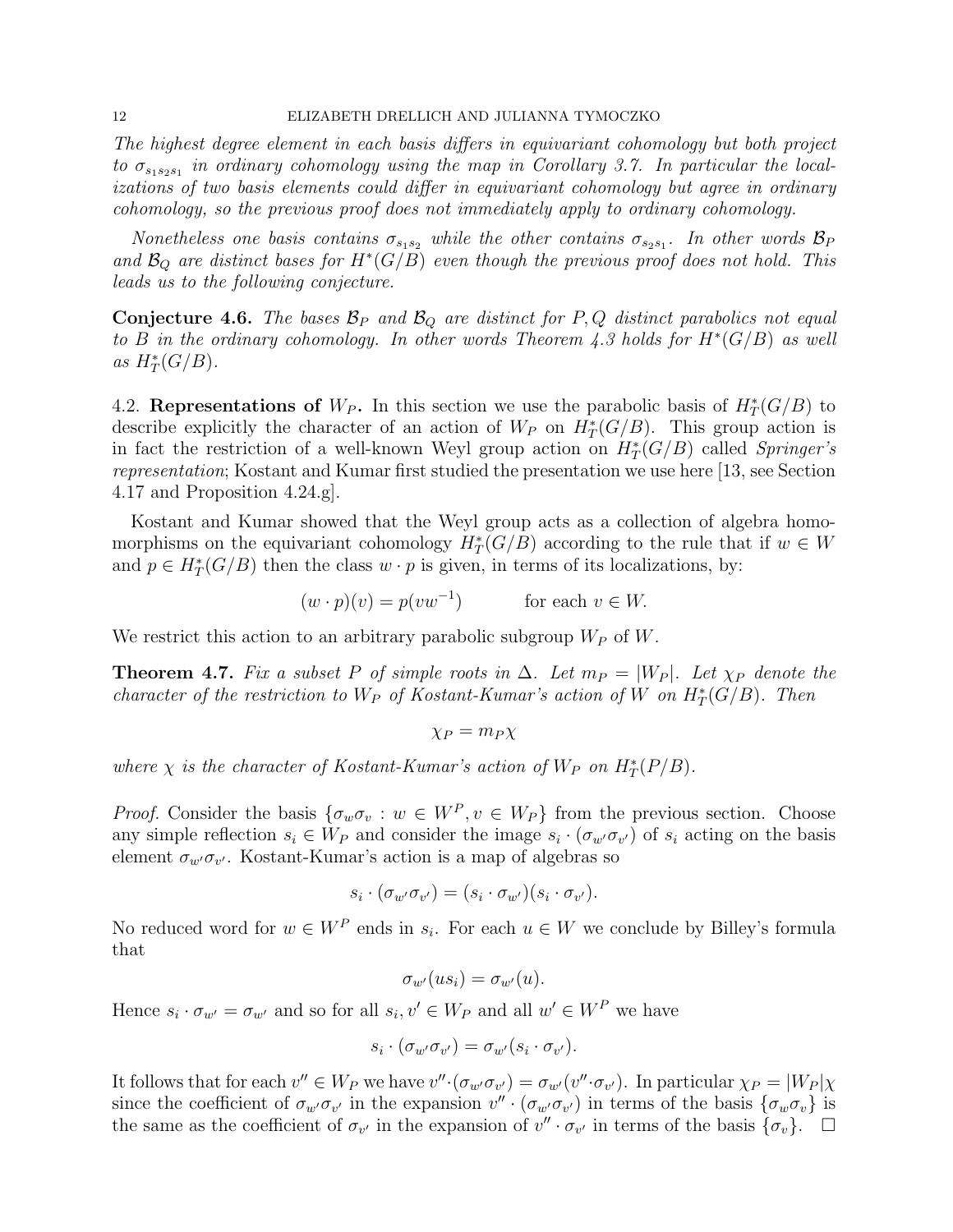*The highest degree element in each basis differs in equivariant cohomology but both project to $\sigma_{s_1 s_2 s_1}$ in ordinary cohomology using the map in Corollary 3.7. In particular the localizations of two basis elements could differ in equivariant cohomology but agree in ordinary cohomology, so the previous proof does not immediately apply to ordinary cohomology.*

*Nonetheless one basis contains $\sigma_{s_1 s_2}$ while the other contains $\sigma_{s_2 s_1}$. In other words $\mathcal{B}_P$ and $\mathcal{B}_Q$ are distinct bases for $H^*(G/B)$ even though the previous proof does not hold. This leads us to the following conjecture.*

**Conjecture 4.6.** *The bases $\mathcal{B}_P$ and $\mathcal{B}_Q$ are distinct for $P, Q$ distinct parabolics not equal to $B$ in the ordinary cohomology. In other words Theorem 4.3 holds for $H^*(G/B)$ as well as $H^*_T(G/B)$.*

### 4.2. Representations of $W_P$.

In this section we use the parabolic basis of $H^*_T(G/B)$ to describe explicitly the character of an action of $W_P$ on $H^*_T(G/B)$. This group action is in fact the restriction of a well-known Weyl group action on $H^*_T(G/B)$ called *Springer's representation*; Kostant and Kumar first studied the presentation we use here [13, see Section 4.17 and Proposition 4.24.g].

Kostant and Kumar showed that the Weyl group acts as a collection of algebra homomorphisms on the equivariant cohomology $H^*_T(G/B)$ according to the rule that if $w \in W$ and $p \in H^*_T(G/B)$ then the class $w \cdot p$ is given, in terms of its localizations, by:

$$(w \cdot p)(v) = p(vw^{-1}) \qquad \text{for each } v \in W.$$

We restrict this action to an arbitrary parabolic subgroup $W_P$ of $W$.

**Theorem 4.7.** *Fix a subset $P$ of simple roots in $\Delta$. Let $m_P = |W_P|$. Let $\chi_P$ denote the character of the restriction to $W_P$ of Kostant-Kumar's action of $W$ on $H^*_T(G/B)$. Then*

$$\chi_P = m_P \chi$$

*where $\chi$ is the character of Kostant-Kumar's action of $W_P$ on $H^*_T(P/B)$.*

*Proof.* Consider the basis $\{\sigma_w \sigma_v : w \in W^P, v \in W_P\}$ from the previous section. Choose any simple reflection $s_i \in W_P$ and consider the image $s_i \cdot (\sigma_{w'} \sigma_{v'})$ of $s_i$ acting on the basis element $\sigma_{w'} \sigma_{v'}$. Kostant-Kumar's action is a map of algebras so

$$s_i \cdot (\sigma_{w'} \sigma_{v'}) = (s_i \cdot \sigma_{w'})(s_i \cdot \sigma_{v'}).$$

No reduced word for $w \in W^P$ ends in $s_i$. For each $u \in W$ we conclude by Billey's formula that

$$\sigma_{w'}(us_i) = \sigma_{w'}(u).$$

Hence $s_i \cdot \sigma_{w'} = \sigma_{w'}$ and so for all $s_i, v' \in W_P$ and all $w' \in W^P$ we have

$$s_i \cdot (\sigma_{w'} \sigma_{v'}) = \sigma_{w'}(s_i \cdot \sigma_{v'}).$$

It follows that for each $v'' \in W_P$ we have $v'' \cdot (\sigma_{w'} \sigma_{v'}) = \sigma_{w'}(v'' \cdot \sigma_{v'})$. In particular $\chi_P = |W_P|\chi$ since the coefficient of $\sigma_{w'} \sigma_{v'}$ in the expansion $v'' \cdot (\sigma_{w'} \sigma_{v'})$ in terms of the basis $\{\sigma_w \sigma_v\}$ is the same as the coefficient of $\sigma_{v'}$ in the expansion of $v'' \cdot \sigma_{v'}$ in terms of the basis $\{\sigma_v\}$. $\square$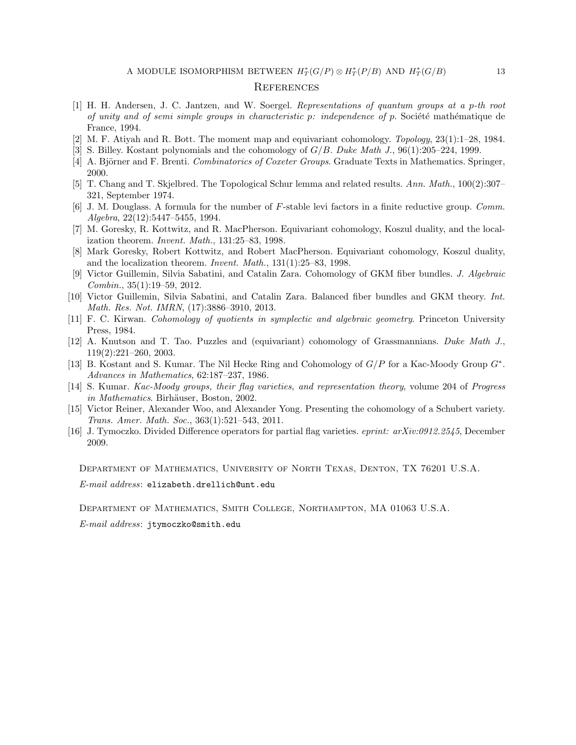## References

[1] H. H. Andersen, J. C. Jantzen, and W. Soergel. *Representations of quantum groups at a p-th root of unity and of semi simple groups in characteristic p: independence of p*. Société mathématique de France, 1994.

[2] M. F. Atiyah and R. Bott. The moment map and equivariant cohomology. *Topology*, 23(1):1–28, 1984.

[3] S. Billey. Kostant polynomials and the cohomology of $G/B$. *Duke Math J.*, 96(1):205–224, 1999.

[4] A. Björner and F. Brenti. *Combinatorics of Coxeter Groups*. Graduate Texts in Mathematics. Springer, 2000.

[5] T. Chang and T. Skjelbred. The Topological Schur lemma and related results. *Ann. Math.*, 100(2):307–321, September 1974.

[6] J. M. Douglass. A formula for the number of $F$-stable levi factors in a finite reductive group. *Comm. Algebra*, 22(12):5447–5455, 1994.

[7] M. Goresky, R. Kottwitz, and R. MacPherson. Equivariant cohomology, Koszul duality, and the localization theorem. *Invent. Math.*, 131:25–83, 1998.

[8] Mark Goresky, Robert Kottwitz, and Robert MacPherson. Equivariant cohomology, Koszul duality, and the localization theorem. *Invent. Math.*, 131(1):25–83, 1998.

[9] Victor Guillemin, Silvia Sabatini, and Catalin Zara. Cohomology of GKM fiber bundles. *J. Algebraic Combin.*, 35(1):19–59, 2012.

[10] Victor Guillemin, Silvia Sabatini, and Catalin Zara. Balanced fiber bundles and GKM theory. *Int. Math. Res. Not. IMRN*, (17):3886–3910, 2013.

[11] F. C. Kirwan. *Cohomology of quotients in symplectic and algebraic geometry*. Princeton University Press, 1984.

[12] A. Knutson and T. Tao. Puzzles and (equivariant) cohomology of Grassmannians. *Duke Math J.*, 119(2):221–260, 2003.

[13] B. Kostant and S. Kumar. The Nil Hecke Ring and Cohomology of $G/P$ for a Kac-Moody Group $G^*$. *Advances in Mathematics*, 62:187–237, 1986.

[14] S. Kumar. *Kac-Moody groups, their flag varieties, and representation theory*, volume 204 of *Progress in Mathematics*. Birhäuser, Boston, 2002.

[15] Victor Reiner, Alexander Woo, and Alexander Yong. Presenting the cohomology of a Schubert variety. *Trans. Amer. Math. Soc.*, 363(1):521–543, 2011.

[16] J. Tymoczko. Divided Difference operators for partial flag varieties. *eprint: arXiv:0912.2545*, December 2009.

Department of Mathematics, University of North Texas, Denton, TX 76201 U.S.A.

*E-mail address*: elizabeth.drellich@unt.edu

Department of Mathematics, Smith College, Northampton, MA 01063 U.S.A.

*E-mail address*: jtymoczko@smith.edu